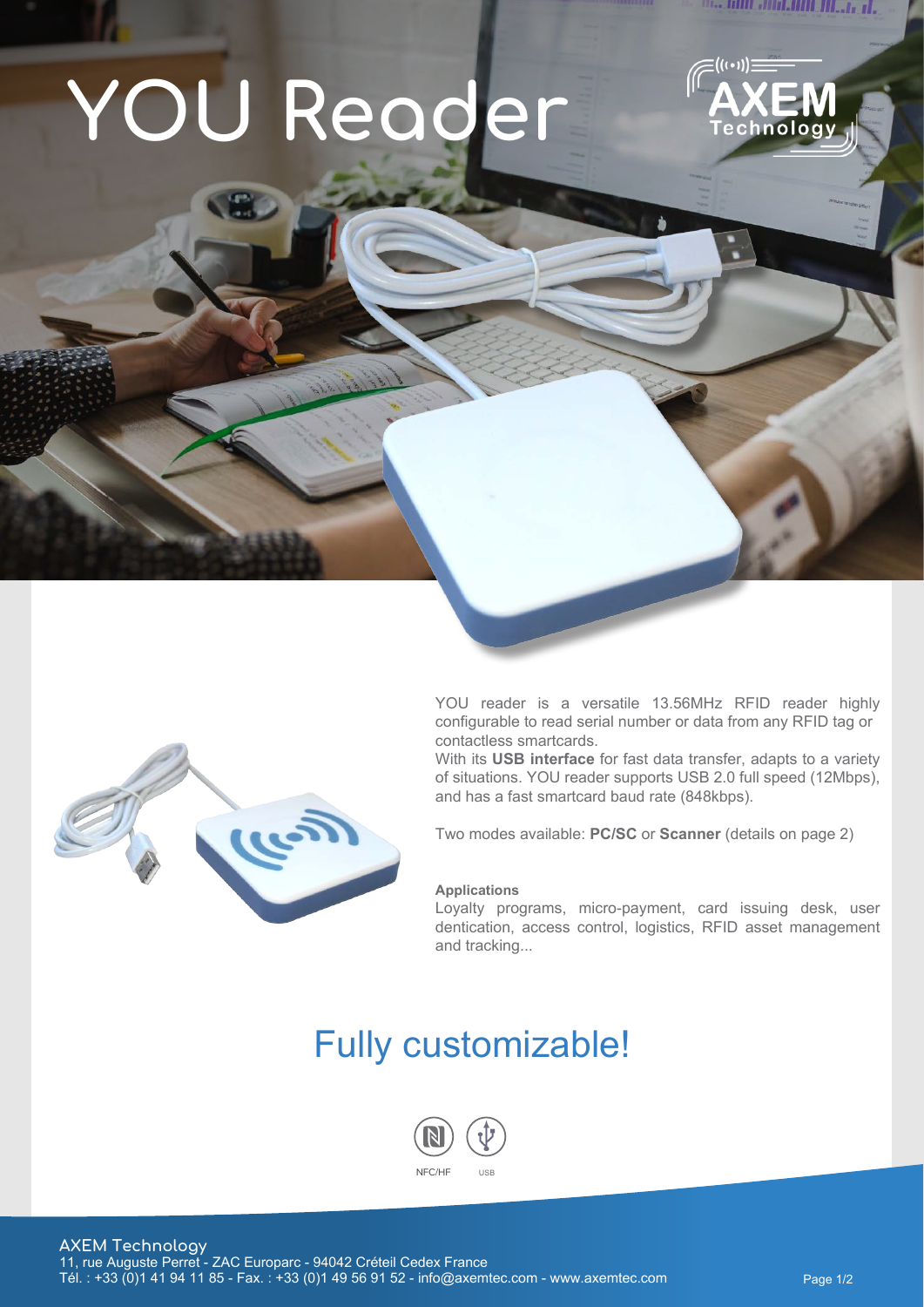# YOU Reader

YOU reader is a versatile 13.56MHz RFID reader highly configurable to read serial number or data from any RFID tag or contactless smartcards.
With its **USB interface** for fast data transfer, adapts to a variety of situations. YOU reader supports USB 2.0 full speed (12Mbps), and has a fast smartcard baud rate (848kbps).

Two modes available: **PC/SC** or **Scanner** (details on page 2)

**Applications**

Loyalty programs, micro-payment, card issuing desk, user dentication, access control, logistics, RFID asset management and tracking...

## Fully customizable!

NFC/HF USB

**AXEM Technology**
11, rue Auguste Perret - ZAC Europarc - 94042 Créteil Cedex France
Tél. : +33 (0)1 41 94 11 85 - Fax. : +33 (0)1 49 56 91 52 - info@axemtec.com - www.axemtec.com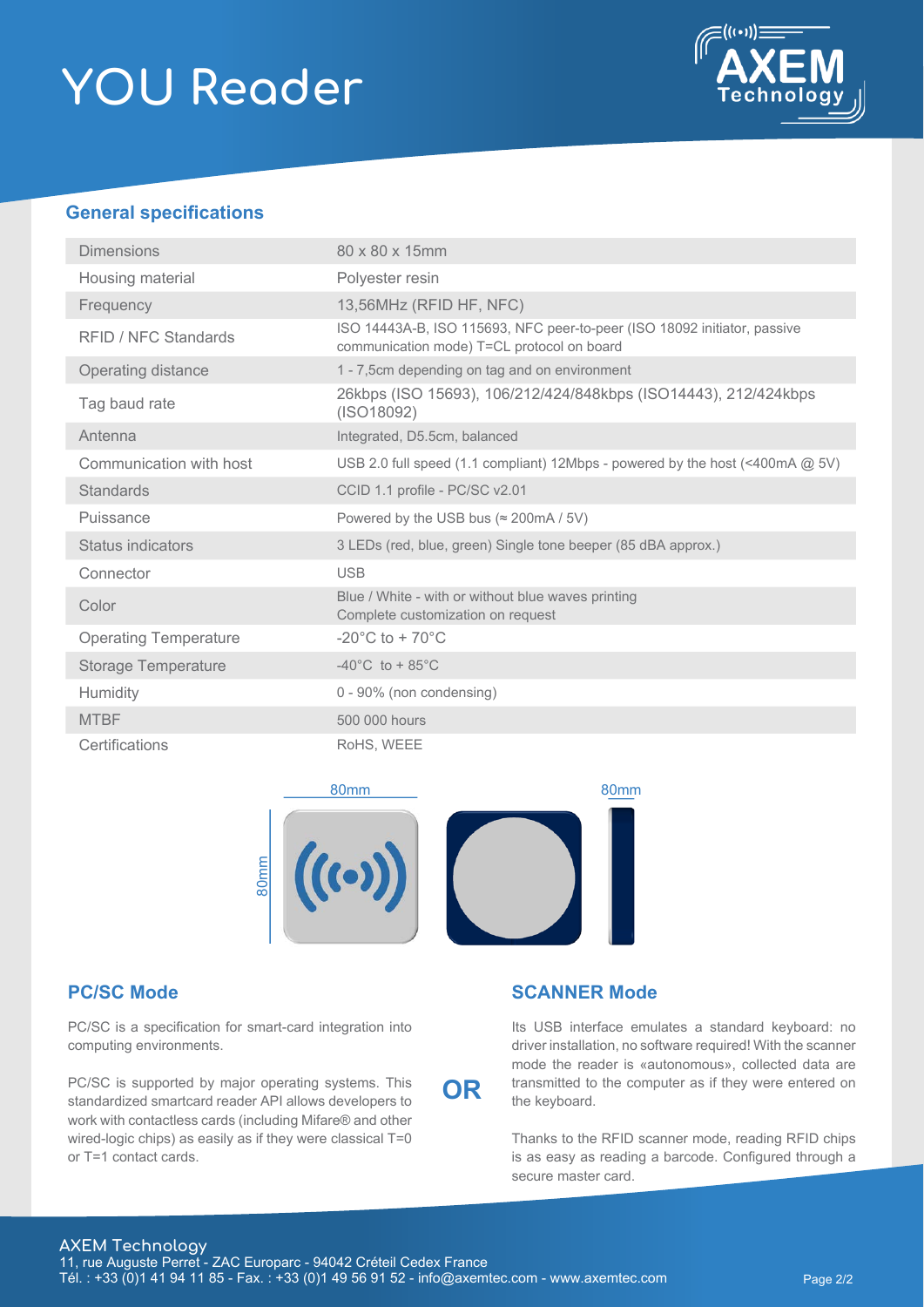# YOU Reader

## General specifications

| | |
|---|---|
| Dimensions | 80 x 80 x 15mm |
| Housing material | Polyester resin |
| Frequency | 13,56MHz (RFID HF, NFC) |
| RFID / NFC Standards | ISO 14443A-B, ISO 115693, NFC peer-to-peer (ISO 18092 initiator, passive communication mode) T=CL protocol on board |
| Operating distance | 1 - 7,5cm depending on tag and on environment |
| Tag baud rate | 26kbps (ISO 15693), 106/212/424/848kbps (ISO14443), 212/424kbps (ISO18092) |
| Antenna | Integrated, D5.5cm, balanced |
| Communication with host | USB 2.0 full speed (1.1 compliant) 12Mbps - powered by the host (<400mA @ 5V) |
| Standards | CCID 1.1 profile - PC/SC v2.01 |
| Puissance | Powered by the USB bus (≈ 200mA / 5V) |
| Status indicators | 3 LEDs (red, blue, green) Single tone beeper (85 dBA approx.) |
| Connector | USB |
| Color | Blue / White - with or without blue waves printing<br>Complete customization on request |
| Operating Temperature | -20°C to + 70°C |
| Storage Temperature | -40°C to + 85°C |
| Humidity | 0 - 90% (non condensing) |
| MTBF | 500 000 hours |
| Certifications | RoHS, WEEE |

80mm

80mm

80mm

## PC/SC Mode

PC/SC is a specification for smart-card integration into computing environments.

PC/SC is supported by major operating systems. This standardized smartcard reader API allows developers to work with contactless cards (including Mifare® and other wired-logic chips) as easily as if they were classical T=0 or T=1 contact cards.

**OR**

## SCANNER Mode

Its USB interface emulates a standard keyboard: no driver installation, no software required! With the scanner mode the reader is «autonomous», collected data are transmitted to the computer as if they were entered on the keyboard.

Thanks to the RFID scanner mode, reading RFID chips is as easy as reading a barcode. Configured through a secure master card.

AXEM Technology
11, rue Auguste Perret - ZAC Europarc - 94042 Créteil Cedex France
Tél. : +33 (0)1 41 94 11 85 - Fax. : +33 (0)1 49 56 91 52 - info@axemtec.com - www.axemtec.com